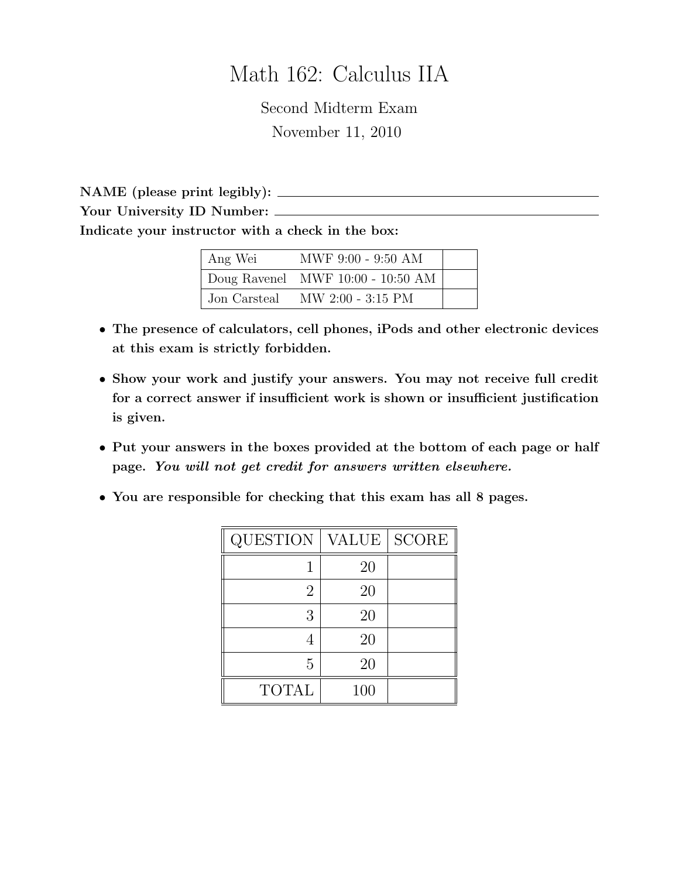# Math 162: Calculus IIA

Second Midterm Exam

November 11, 2010

**NAME (please print legibly):** ______________________________

**Your University ID Number:** ______________________________

**Indicate your instructor with a check in the box:**

| | | |
|---|---|---|
| Ang Wei | MWF 9:00 - 9:50 AM | |
| Doug Ravenel | MWF 10:00 - 10:50 AM | |
| Jon Carsteal | MW 2:00 - 3:15 PM | |

- **The presence of calculators, cell phones, iPods and other electronic devices at this exam is strictly forbidden.**
- **Show your work and justify your answers. You may not receive full credit for a correct answer if insufficient work is shown or insufficient justification is given.**
- **Put your answers in the boxes provided at the bottom of each page or half page.** ***You will not get credit for answers written elsewhere.***
- **You are responsible for checking that this exam has all 8 pages.**

| QUESTION | VALUE | SCORE |
|---|---|---|
| 1 | 20 | |
| 2 | 20 | |
| 3 | 20 | |
| 4 | 20 | |
| 5 | 20 | |
| TOTAL | 100 | |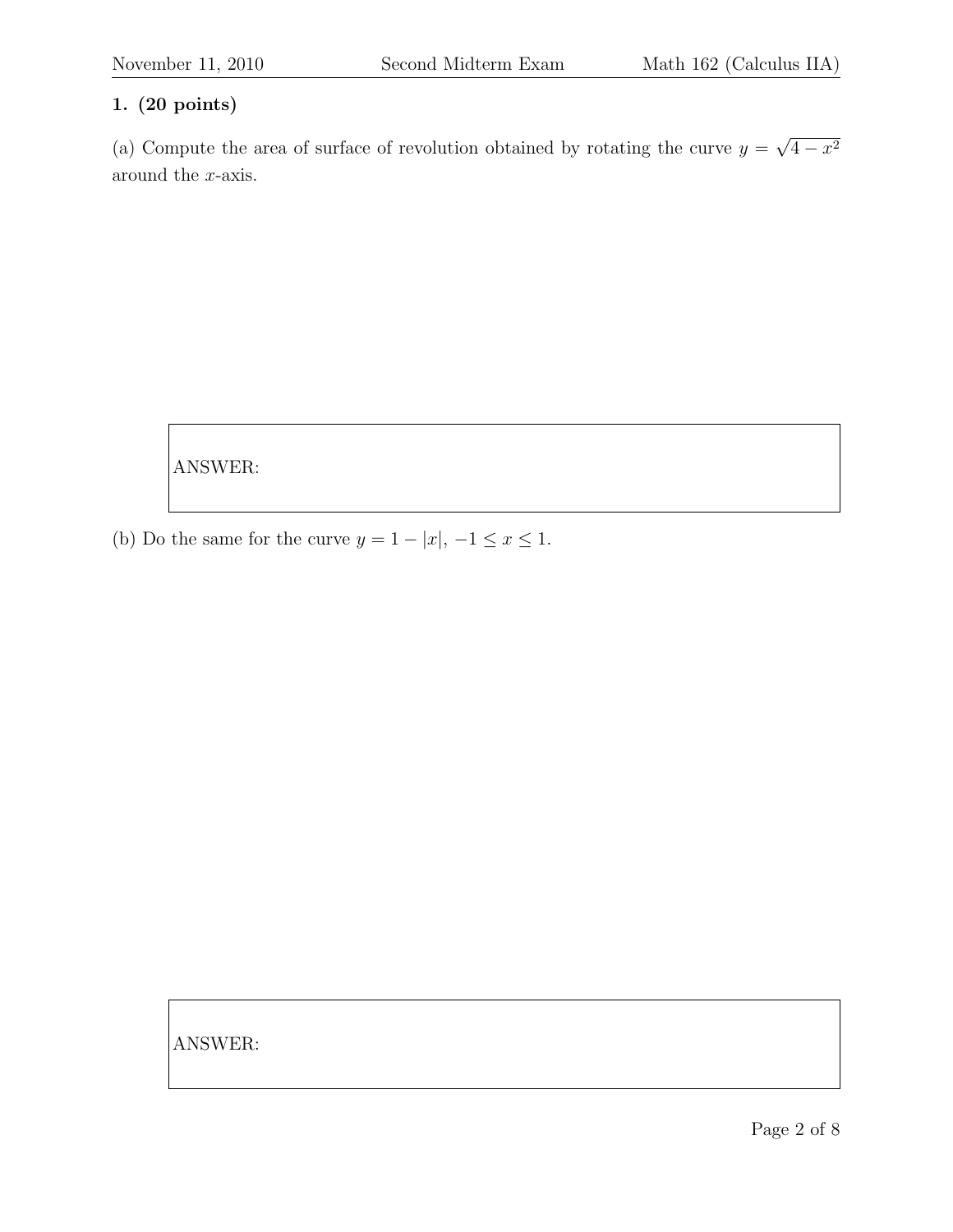**1. (20 points)**

(a) Compute the area of surface of revolution obtained by rotating the curve $y = \sqrt{4 - x^2}$ around the $x$-axis.

ANSWER:

(b) Do the same for the curve $y = 1 - |x|$, $-1 \leq x \leq 1$.

ANSWER: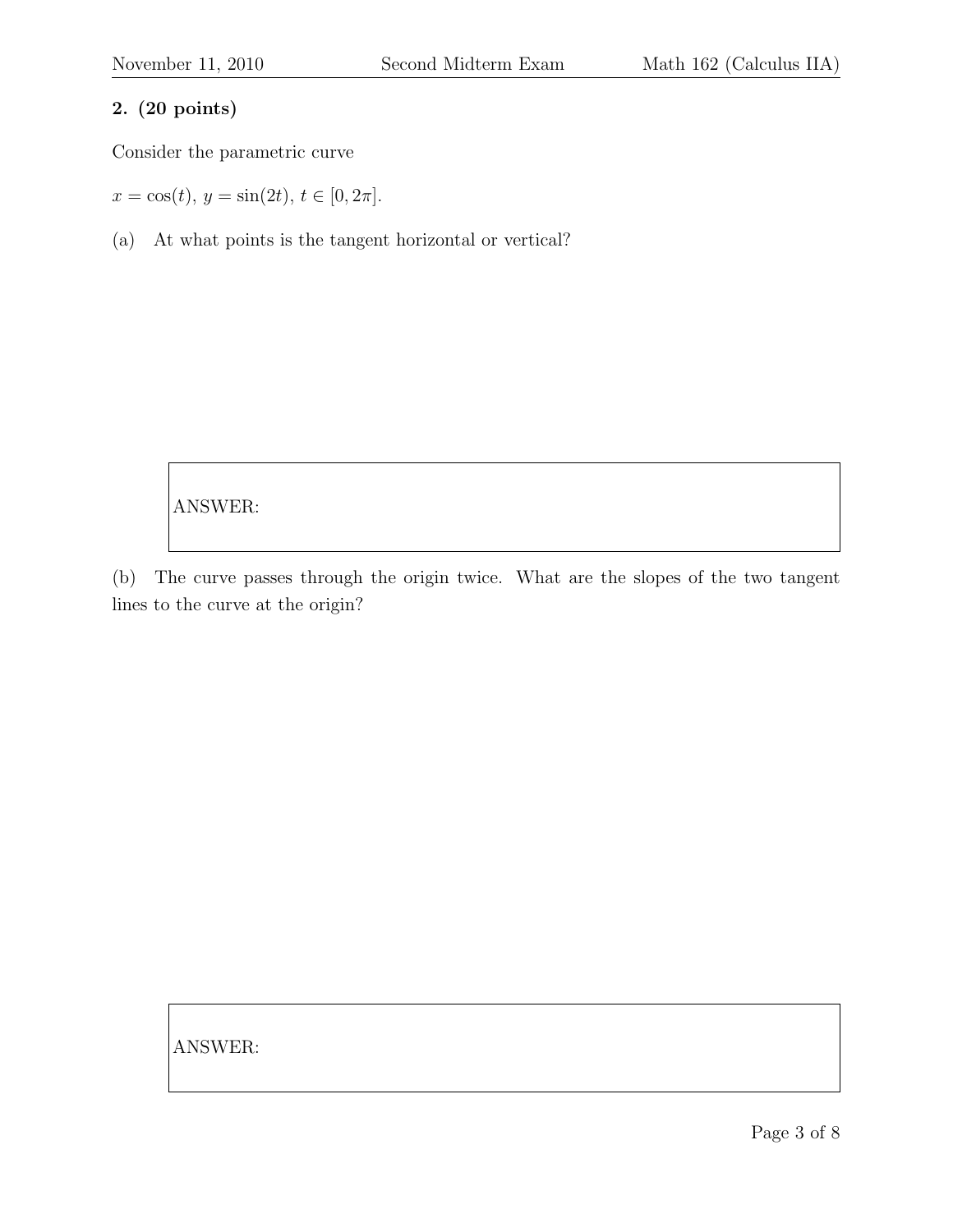**2. (20 points)**

Consider the parametric curve

$x = \cos(t),\ y = \sin(2t),\ t \in [0, 2\pi]$.

(a) At what points is the tangent horizontal or vertical?

ANSWER:

(b) The curve passes through the origin twice. What are the slopes of the two tangent lines to the curve at the origin?

ANSWER: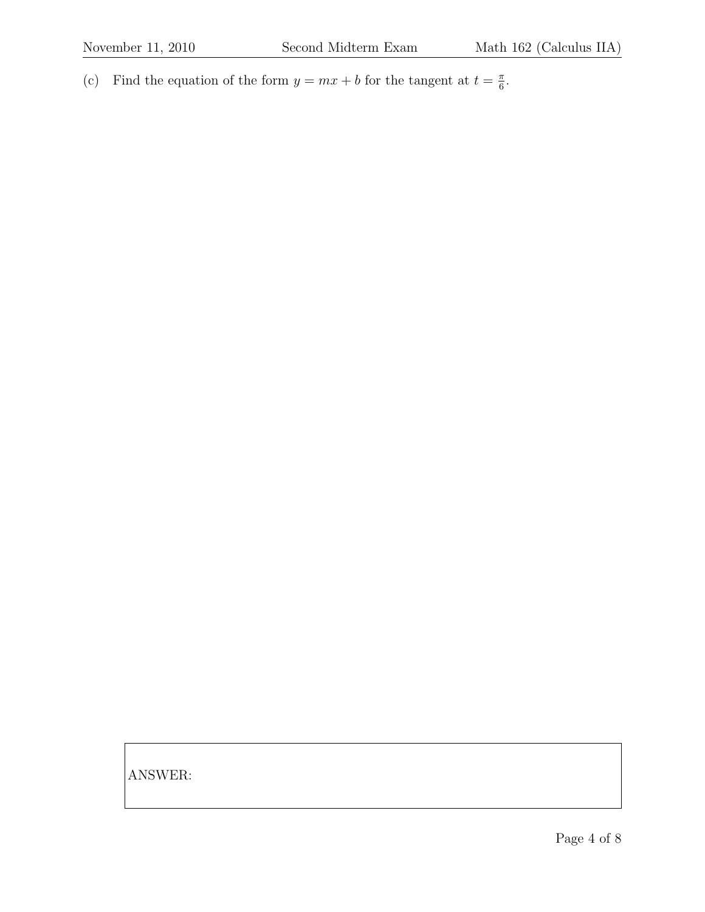(c) Find the equation of the form $y = mx + b$ for the tangent at $t = \frac{\pi}{6}$.

ANSWER: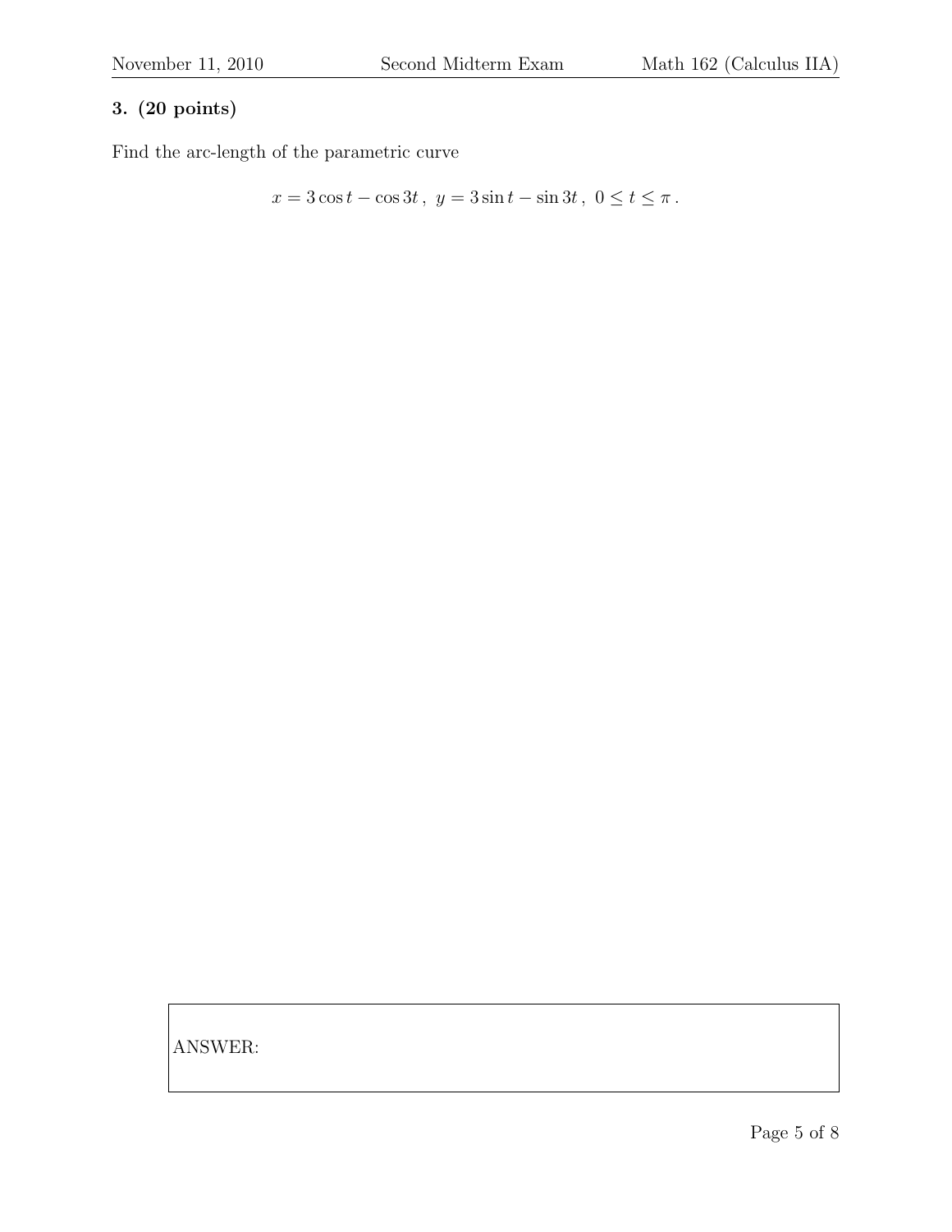**3. (20 points)**

Find the arc-length of the parametric curve

$$x = 3\cos t - \cos 3t\,,\ y = 3\sin t - \sin 3t\,,\ 0 \leq t \leq \pi\,.$$

ANSWER: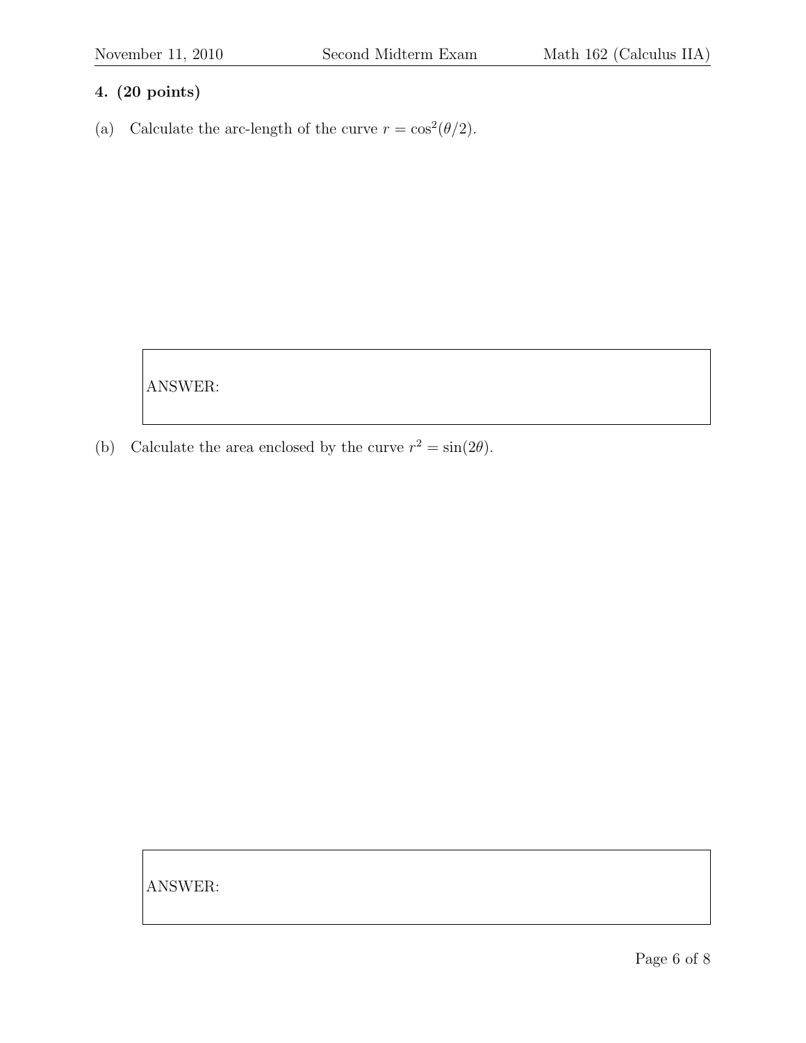**4. (20 points)**

(a) Calculate the arc-length of the curve $r = \cos^2(\theta/2)$.

ANSWER:

(b) Calculate the area enclosed by the curve $r^2 = \sin(2\theta)$.

ANSWER: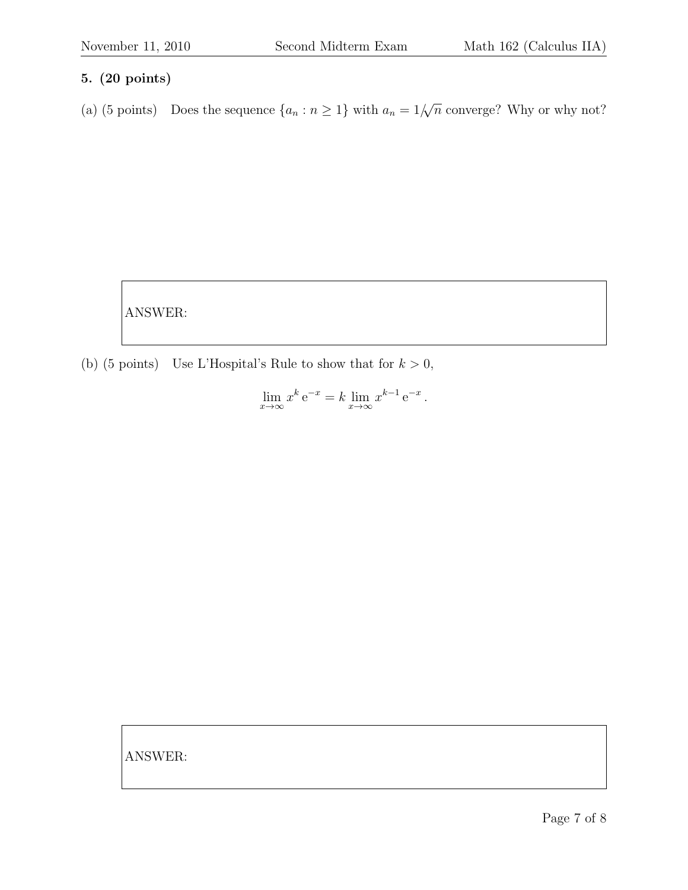**5. (20 points)**

(a) (5 points) Does the sequence $\{a_n : n \geq 1\}$ with $a_n = 1/\sqrt{n}$ converge? Why or why not?

ANSWER:

(b) (5 points) Use L'Hospital's Rule to show that for $k > 0$,

$$\lim_{x \to \infty} x^k \, \mathrm{e}^{-x} = k \lim_{x \to \infty} x^{k-1} \, \mathrm{e}^{-x} \, .$$

ANSWER: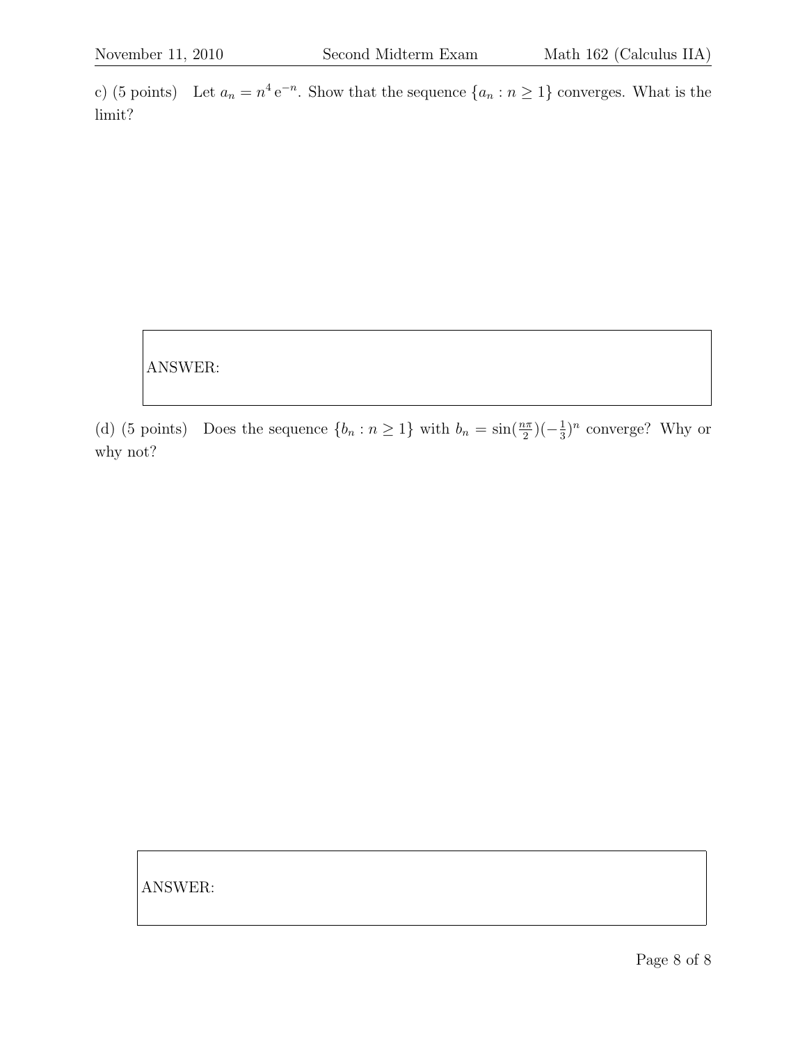c) (5 points) Let $a_n = n^4 \, \mathrm{e}^{-n}$. Show that the sequence $\{a_n : n \geq 1\}$ converges. What is the limit?

ANSWER:

(d) (5 points) Does the sequence $\{b_n : n \geq 1\}$ with $b_n = \sin(\frac{n\pi}{2})(-\frac{1}{3})^n$ converge? Why or why not?

ANSWER: